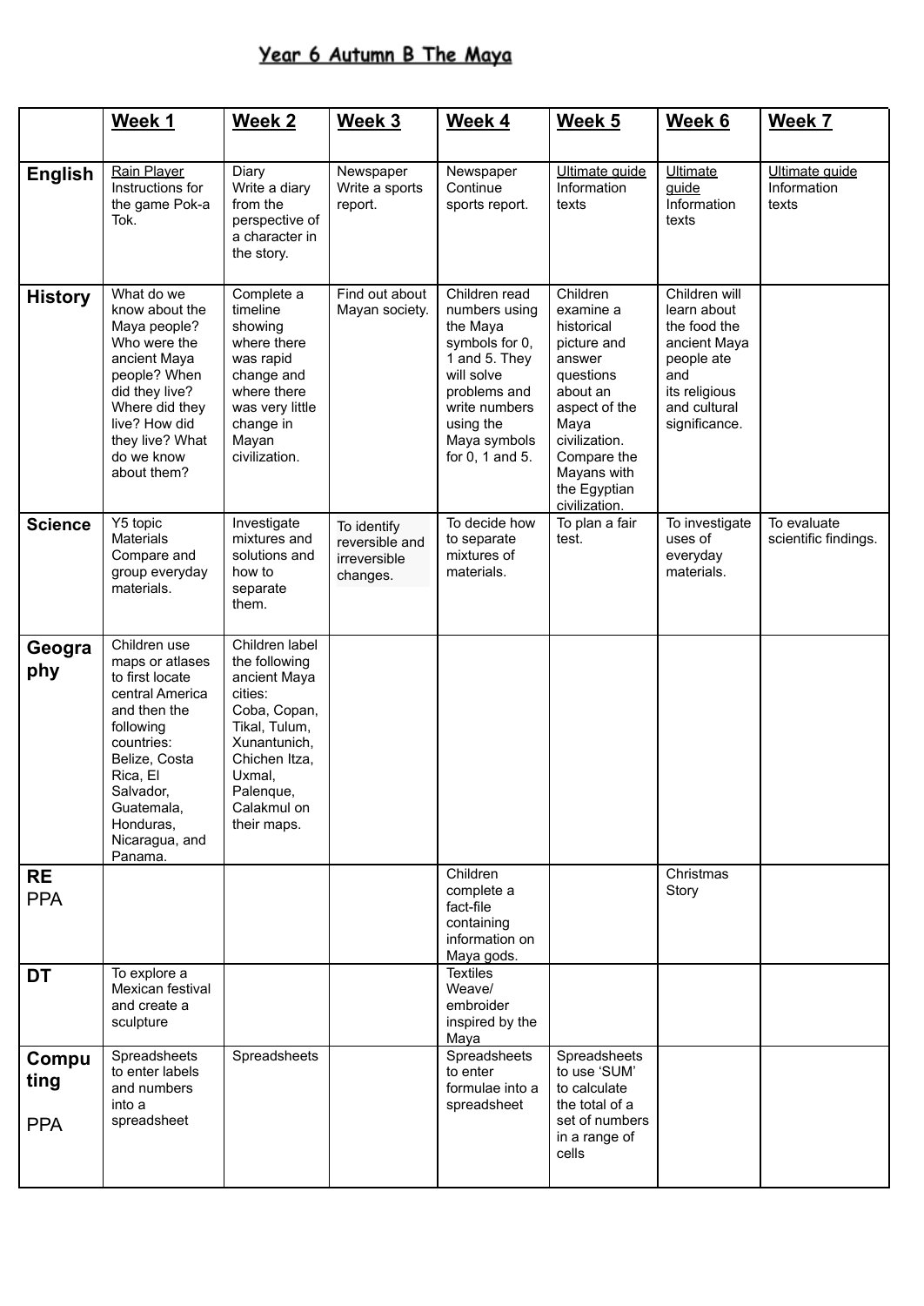# Year 6 Autumn B The Maya

| | Week 1 | Week 2 | Week 3 | Week 4 | Week 5 | Week 6 | Week 7 |
|---|---|---|---|---|---|---|---|
| **English** | Rain Player<br>Instructions for the game Pok-a Tok. | Diary<br>Write a diary from the perspective of a character in the story. | Newspaper<br>Write a sports report. | Newspaper<br>Continue sports report. | Ultimate guide<br>Information texts | Ultimate guide<br>Information texts | Ultimate guide<br>Information texts |
| **History** | What do we know about the Maya people? Who were the ancient Maya people? When did they live? Where did they live? How did they live? What do we know about them? | Complete a timeline showing where there was rapid change and where there was very little change in Mayan civilization. | Find out about Mayan society. | Children read numbers using the Maya symbols for 0, 1 and 5. They will solve problems and write numbers using the Maya symbols for 0, 1 and 5. | Children examine a historical picture and answer questions about an aspect of the Maya civilization. Compare the Mayans with the Egyptian civilization. | Children will learn about the food the ancient Maya people ate and its religious and cultural significance. | |
| **Science** | Y5 topic Materials<br>Compare and group everyday materials. | Investigate mixtures and solutions and how to separate them. | To identify reversible and irreversible changes. | To decide how to separate mixtures of materials. | To plan a fair test. | To investigate uses of everyday materials. | To evaluate scientific findings. |
| **Geography** | Children use maps or atlases to first locate central America and then the following countries: Belize, Costa Rica, El Salvador, Guatemala, Honduras, Nicaragua, and Panama. | Children label the following ancient Maya cities: Coba, Copan, Tikal, Tulum, Xunantunich, Chichen Itza, Uxmal, Palenque, Calakmul on their maps. | | | | | |
| **RE**<br>PPA | | | | Children complete a fact-file containing information on Maya gods. | | Christmas Story | |
| **DT** | To explore a Mexican festival and create a sculpture | | | Textiles<br>Weave/ embroider inspired by the Maya | | | |
| **Computing**<br><br>PPA | Spreadsheets to enter labels and numbers into a spreadsheet | Spreadsheets | | Spreadsheets to enter formulae into a spreadsheet | Spreadsheets to use 'SUM' to calculate the total of a set of numbers in a range of cells | | |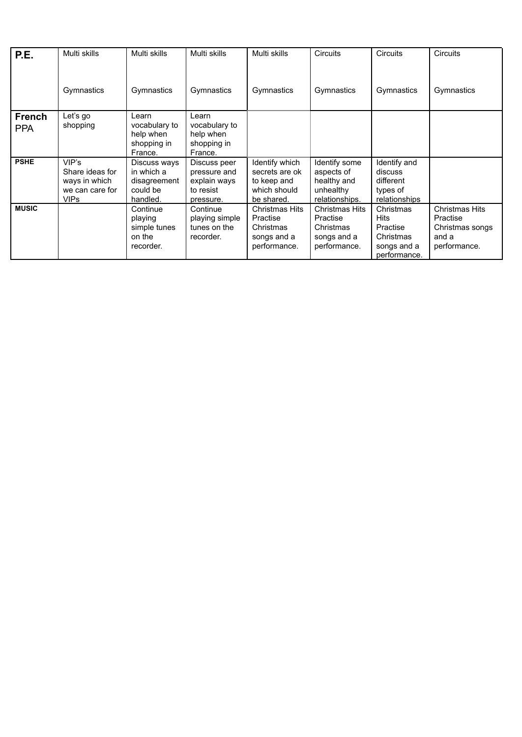| | | | | | | | |
|---|---|---|---|---|---|---|---|
| **P.E.** | Multi skills<br><br>Gymnastics | Multi skills<br><br>Gymnastics | Multi skills<br><br>Gymnastics | Multi skills<br><br>Gymnastics | Circuits<br><br>Gymnastics | Circuits<br><br>Gymnastics | Circuits<br><br>Gymnastics |
| **French** PPA | Let's go shopping | Learn vocabulary to help when shopping in France. | Learn vocabulary to help when shopping in France. | | | | |
| **PSHE** | VIP's Share ideas for ways in which we can care for VIPs | Discuss ways in which a disagreement could be handled. | Discuss peer pressure and explain ways to resist pressure. | Identify which secrets are ok to keep and which should be shared. | Identify some aspects of healthy and unhealthy relationships. | Identify and discuss different types of relationships | |
| **MUSIC** | | Continue playing simple tunes on the recorder. | Continue playing simple tunes on the recorder. | Christmas Hits Practise Christmas songs and a performance. | Christmas Hits Practise Christmas songs and a performance. | Christmas Hits Practise Christmas songs and a performance. | Christmas Hits Practise Christmas songs and a performance. |